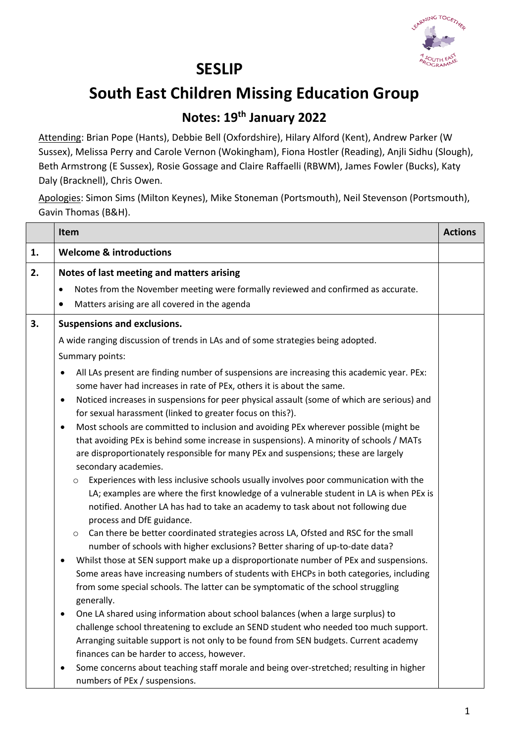# SESLIP

# South East Children Missing Education Group

## Notes: 19th January 2022

Attending: Brian Pope (Hants), Debbie Bell (Oxfordshire), Hilary Alford (Kent), Andrew Parker (W Sussex), Melissa Perry and Carole Vernon (Wokingham), Fiona Hostler (Reading), Anjli Sidhu (Slough), Beth Armstrong (E Sussex), Rosie Gossage and Claire Raffaelli (RBWM), James Fowler (Bucks), Katy Daly (Bracknell), Chris Owen.

Apologies: Simon Sims (Milton Keynes), Mike Stoneman (Portsmouth), Neil Stevenson (Portsmouth), Gavin Thomas (B&H).

| | Item | Actions |
|---|---|---|
| 1. | **Welcome & introductions** | |
| 2. | **Notes of last meeting and matters arising**<br>• Notes from the November meeting were formally reviewed and confirmed as accurate.<br>• Matters arising are all covered in the agenda | |
| 3. | **Suspensions and exclusions.**<br>A wide ranging discussion of trends in LAs and of some strategies being adopted.<br>Summary points:<br>• All LAs present are finding number of suspensions are increasing this academic year. PEx: some haver had increases in rate of PEx, others it is about the same.<br>• Noticed increases in suspensions for peer physical assault (some of which are serious) and for sexual harassment (linked to greater focus on this?).<br>• Most schools are committed to inclusion and avoiding PEx wherever possible (might be that avoiding PEx is behind some increase in suspensions). A minority of schools / MATs are disproportionately responsible for many PEx and suspensions; these are largely secondary academies.<br>&nbsp;&nbsp;&nbsp;&nbsp;○ Experiences with less inclusive schools usually involves poor communication with the LA; examples are where the first knowledge of a vulnerable student in LA is when PEx is notified. Another LA has had to take an academy to task about not following due process and DfE guidance.<br>&nbsp;&nbsp;&nbsp;&nbsp;○ Can there be better coordinated strategies across LA, Ofsted and RSC for the small number of schools with higher exclusions? Better sharing of up-to-date data?<br>• Whilst those at SEN support make up a disproportionate number of PEx and suspensions. Some areas have increasing numbers of students with EHCPs in both categories, including from some special schools. The latter can be symptomatic of the school struggling generally.<br>• One LA shared using information about school balances (when a large surplus) to challenge school threatening to exclude an SEND student who needed too much support. Arranging suitable support is not only to be found from SEN budgets. Current academy finances can be harder to access, however.<br>• Some concerns about teaching staff morale and being over-stretched; resulting in higher numbers of PEx / suspensions. | |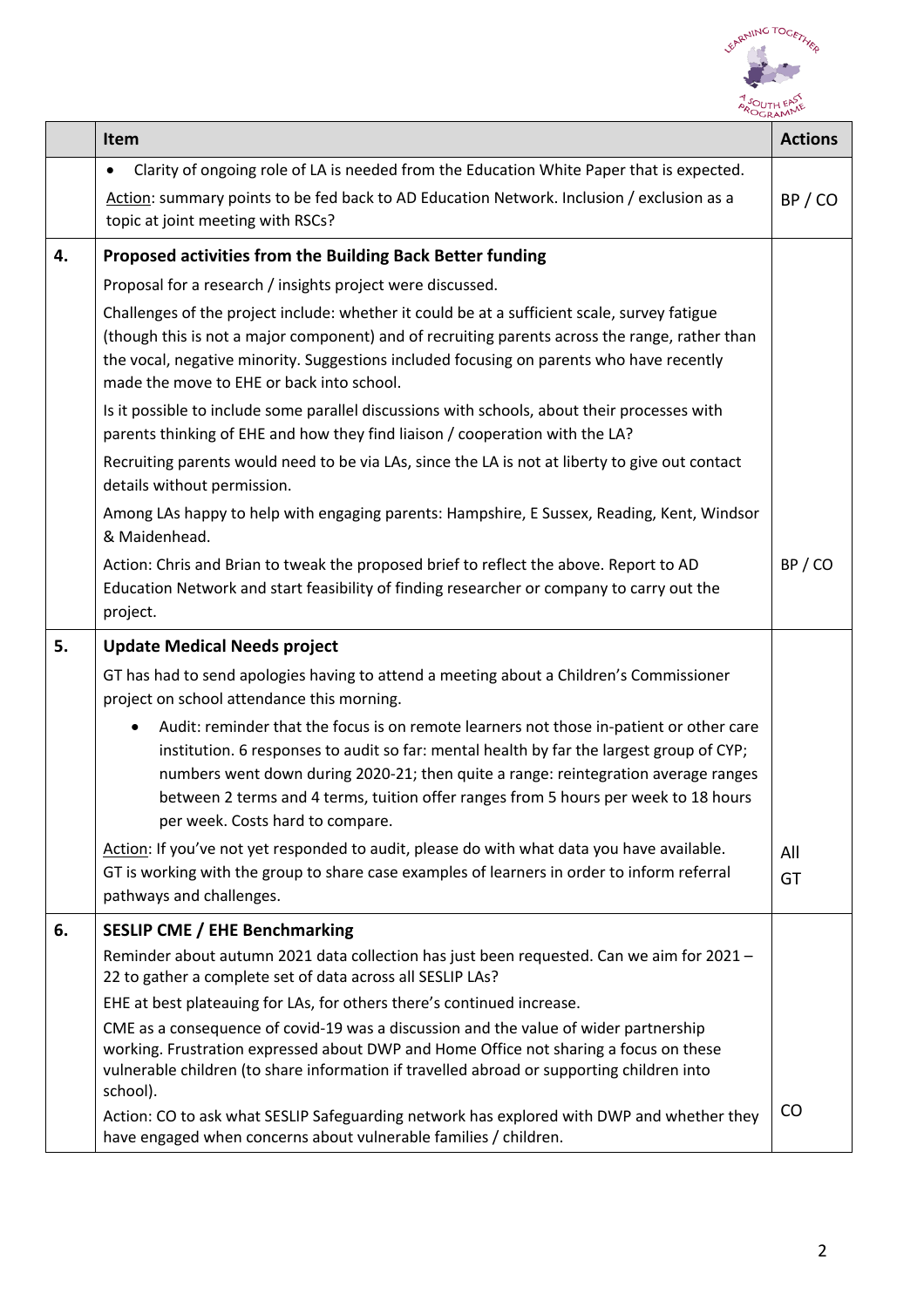| | Item | Actions |
|---|---|---|
| | • Clarity of ongoing role of LA is needed from the Education White Paper that is expected.<br>Action: summary points to be fed back to AD Education Network. Inclusion / exclusion as a topic at joint meeting with RSCs? | BP / CO |
| **4.** | **Proposed activities from the Building Back Better funding**<br>Proposal for a research / insights project were discussed.<br>Challenges of the project include: whether it could be at a sufficient scale, survey fatigue (though this is not a major component) and of recruiting parents across the range, rather than the vocal, negative minority. Suggestions included focusing on parents who have recently made the move to EHE or back into school.<br>Is it possible to include some parallel discussions with schools, about their processes with parents thinking of EHE and how they find liaison / cooperation with the LA?<br>Recruiting parents would need to be via LAs, since the LA is not at liberty to give out contact details without permission.<br>Among LAs happy to help with engaging parents: Hampshire, E Sussex, Reading, Kent, Windsor & Maidenhead.<br>Action: Chris and Brian to tweak the proposed brief to reflect the above. Report to AD Education Network and start feasibility of finding researcher or company to carry out the project. | BP / CO |
| **5.** | **Update Medical Needs project**<br>GT has had to send apologies having to attend a meeting about a Children's Commissioner project on school attendance this morning.<br>• Audit: reminder that the focus is on remote learners not those in-patient or other care institution. 6 responses to audit so far: mental health by far the largest group of CYP; numbers went down during 2020-21; then quite a range: reintegration average ranges between 2 terms and 4 terms, tuition offer ranges from 5 hours per week to 18 hours per week. Costs hard to compare.<br>Action: If you've not yet responded to audit, please do with what data you have available.<br>GT is working with the group to share case examples of learners in order to inform referral pathways and challenges. | All<br>GT |
| **6.** | **SESLIP CME / EHE Benchmarking**<br>Reminder about autumn 2021 data collection has just been requested. Can we aim for 2021 – 22 to gather a complete set of data across all SESLIP LAs?<br>EHE at best plateauing for LAs, for others there's continued increase.<br>CME as a consequence of covid-19 was a discussion and the value of wider partnership working. Frustration expressed about DWP and Home Office not sharing a focus on these vulnerable children (to share information if travelled abroad or supporting children into school).<br>Action: CO to ask what SESLIP Safeguarding network has explored with DWP and whether they have engaged when concerns about vulnerable families / children. | CO |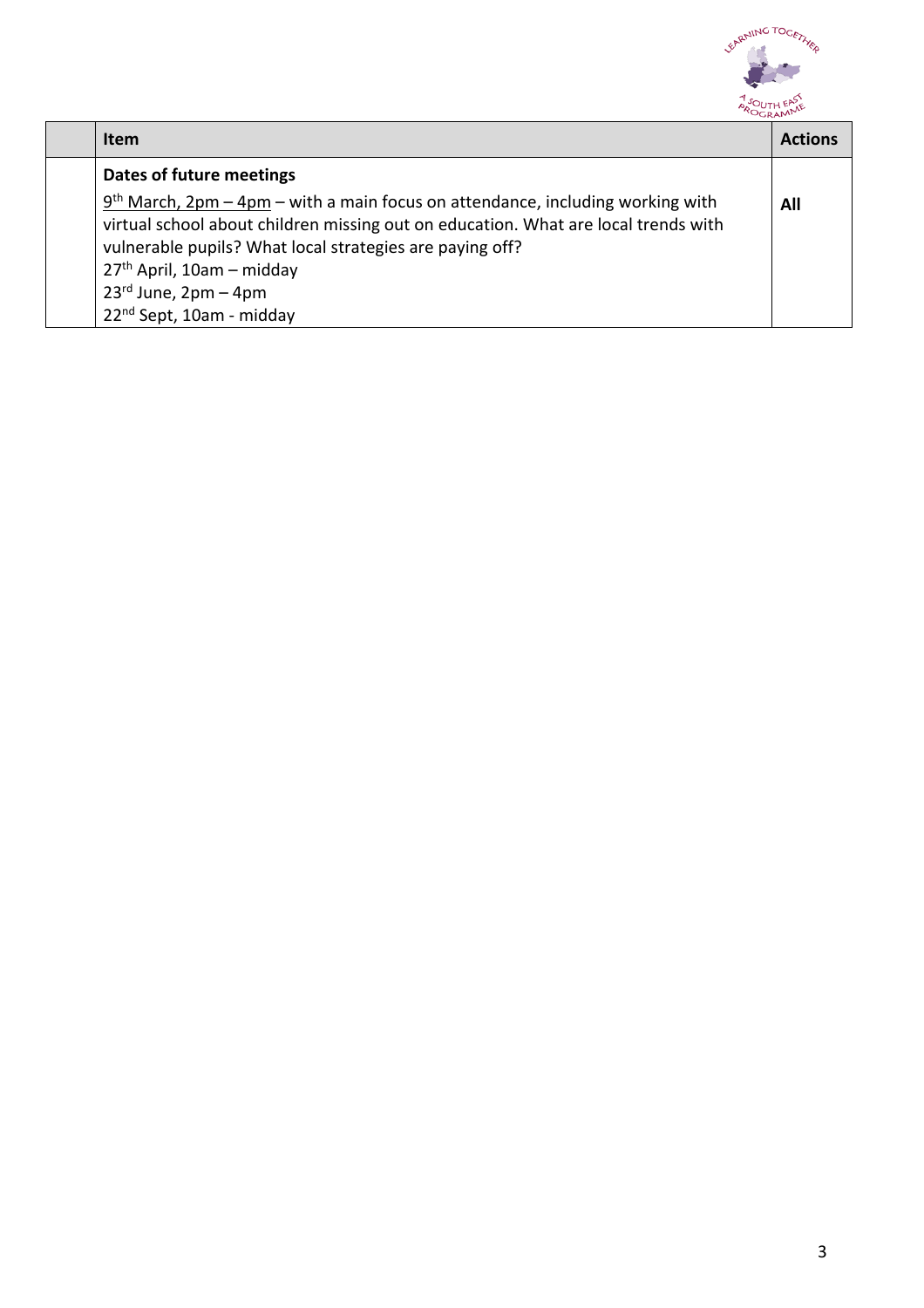| | Item | Actions |
|---|---|---|
| | **Dates of future meetings**<br>9th March, 2pm – 4pm – with a main focus on attendance, including working with virtual school about children missing out on education. What are local trends with vulnerable pupils? What local strategies are paying off?<br>27th April, 10am – midday<br>23rd June, 2pm – 4pm<br>22nd Sept, 10am - midday | **All** |